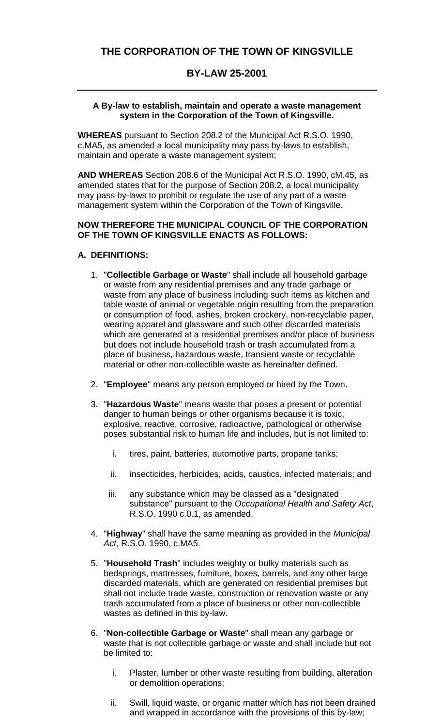# THE CORPORATION OF THE TOWN OF KINGSVILLE

## BY-LAW 25-2001

---

**A By-law to establish, maintain and operate a waste management system in the Corporation of the Town of Kingsville.**

**WHEREAS** pursuant to Section 208.2 of the Municipal Act R.S.O. 1990, c.MA5, as amended a local municipality may pass by-laws to establish, maintain and operate a waste management system;

**AND WHEREAS** Section 208.6 of the Municipal Act R.S.O. 1990, cM.45, as amended states that for the purpose of Section 208.2, a local municipality may pass by-laws to prohibit or regulate the use of any part of a waste management system within the Corporation of the Town of Kingsville.

**NOW THEREFORE THE MUNICIPAL COUNCIL OF THE CORPORATION OF THE TOWN OF KINGSVILLE ENACTS AS FOLLOWS:**

**A. DEFINITIONS:**

1. "**Collectible Garbage or Waste**" shall include all household garbage or waste from any residential premises and any trade garbage or waste from any place of business including such items as kitchen and table waste of animal or vegetable origin resulting from the preparation or consumption of food, ashes, broken crockery, non-recyclable paper, wearing apparel and glassware and such other discarded materials which are generated at a residential premises and/or place of business but does not include household trash or trash accumulated from a place of business, hazardous waste, transient waste or recyclable material or other non-collectible waste as hereinafter defined.

2. "**Employee**" means any person employed or hired by the Town.

3. "**Hazardous Waste**" means waste that poses a present or potential danger to human beings or other organisms because it is toxic, explosive, reactive, corrosive, radioactive, pathological or otherwise poses substantial risk to human life and includes, but is not limited to:

   i. tires, paint, batteries, automotive parts, propane tanks;

   ii. insecticides, herbicides, acids, caustics, infected materials; and

   iii. any substance which may be classed as a "designated substance" pursuant to the *Occupational Health and Safety Act*, R.S.O. 1990 c.0.1, as amended.

4. "**Highway**" shall have the same meaning as provided in the *Municipal Act*, R.S.O. 1990, c.MA5.

5. "**Household Trash**" includes weighty or bulky materials such as bedsprings, mattresses, furniture, boxes, barrels, and any other large discarded materials, which are generated on residential premises but shall not include trade waste, construction or renovation waste or any trash accumulated from a place of business or other non-collectible wastes as defined in this by-law.

6. "**Non-collectible Garbage or Waste**" shall mean any garbage or waste that is not collectible garbage or waste and shall include but not be limited to:

   i. Plaster, lumber or other waste resulting from building, alteration or demolition operations;

   ii. Swill, liquid waste, or organic matter which has not been drained and wrapped in accordance with the provisions of this by-law;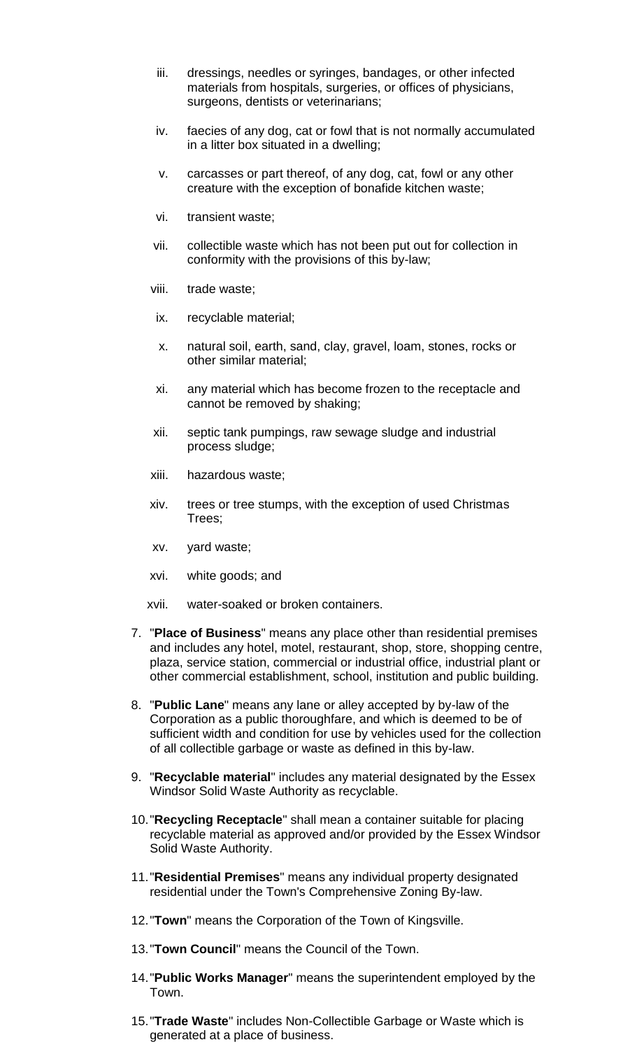iii. dressings, needles or syringes, bandages, or other infected materials from hospitals, surgeries, or offices of physicians, surgeons, dentists or veterinarians;

iv. faecies of any dog, cat or fowl that is not normally accumulated in a litter box situated in a dwelling;

v. carcasses or part thereof, of any dog, cat, fowl or any other creature with the exception of bonafide kitchen waste;

vi. transient waste;

vii. collectible waste which has not been put out for collection in conformity with the provisions of this by-law;

viii. trade waste;

ix. recyclable material;

x. natural soil, earth, sand, clay, gravel, loam, stones, rocks or other similar material;

xi. any material which has become frozen to the receptacle and cannot be removed by shaking;

xii. septic tank pumpings, raw sewage sludge and industrial process sludge;

xiii. hazardous waste;

xiv. trees or tree stumps, with the exception of used Christmas Trees;

xv. yard waste;

xvi. white goods; and

xvii. water-soaked or broken containers.

7. "**Place of Business**" means any place other than residential premises and includes any hotel, motel, restaurant, shop, store, shopping centre, plaza, service station, commercial or industrial office, industrial plant or other commercial establishment, school, institution and public building.

8. "**Public Lane**" means any lane or alley accepted by by-law of the Corporation as a public thoroughfare, and which is deemed to be of sufficient width and condition for use by vehicles used for the collection of all collectible garbage or waste as defined in this by-law.

9. "**Recyclable material**" includes any material designated by the Essex Windsor Solid Waste Authority as recyclable.

10. "**Recycling Receptacle**" shall mean a container suitable for placing recyclable material as approved and/or provided by the Essex Windsor Solid Waste Authority.

11. "**Residential Premises**" means any individual property designated residential under the Town's Comprehensive Zoning By-law.

12. "**Town**" means the Corporation of the Town of Kingsville.

13. "**Town Council**" means the Council of the Town.

14. "**Public Works Manager**" means the superintendent employed by the Town.

15. "**Trade Waste**" includes Non-Collectible Garbage or Waste which is generated at a place of business.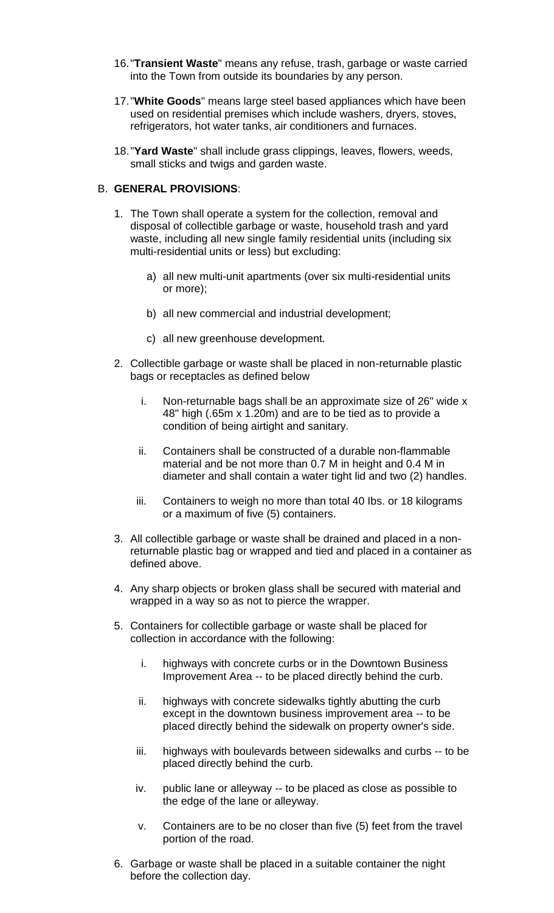16. "**Transient Waste**" means any refuse, trash, garbage or waste carried into the Town from outside its boundaries by any person.

17. "**White Goods**" means large steel based appliances which have been used on residential premises which include washers, dryers, stoves, refrigerators, hot water tanks, air conditioners and furnaces.

18. "**Yard Waste**" shall include grass clippings, leaves, flowers, weeds, small sticks and twigs and garden waste.

B. **GENERAL PROVISIONS**:

1. The Town shall operate a system for the collection, removal and disposal of collectible garbage or waste, household trash and yard waste, including all new single family residential units (including six multi-residential units or less) but excluding:

   a) all new multi-unit apartments (over six multi-residential units or more);

   b) all new commercial and industrial development;

   c) all new greenhouse development.

2. Collectible garbage or waste shall be placed in non-returnable plastic bags or receptacles as defined below

   i. Non-returnable bags shall be an approximate size of 26" wide x 48" high (.65m x 1.20m) and are to be tied as to provide a condition of being airtight and sanitary.

   ii. Containers shall be constructed of a durable non-flammable material and be not more than 0.7 M in height and 0.4 M in diameter and shall contain a water tight lid and two (2) handles.

   iii. Containers to weigh no more than total 40 Ibs. or 18 kilograms or a maximum of five (5) containers.

3. All collectible garbage or waste shall be drained and placed in a non-returnable plastic bag or wrapped and tied and placed in a container as defined above.

4. Any sharp objects or broken glass shall be secured with material and wrapped in a way so as not to pierce the wrapper.

5. Containers for collectible garbage or waste shall be placed for collection in accordance with the following:

   i. highways with concrete curbs or in the Downtown Business Improvement Area -- to be placed directly behind the curb.

   ii. highways with concrete sidewalks tightly abutting the curb except in the downtown business improvement area -- to be placed directly behind the sidewalk on property owner's side.

   iii. highways with boulevards between sidewalks and curbs -- to be placed directly behind the curb.

   iv. public lane or alleyway -- to be placed as close as possible to the edge of the lane or alleyway.

   v. Containers are to be no closer than five (5) feet from the travel portion of the road.

6. Garbage or waste shall be placed in a suitable container the night before the collection day.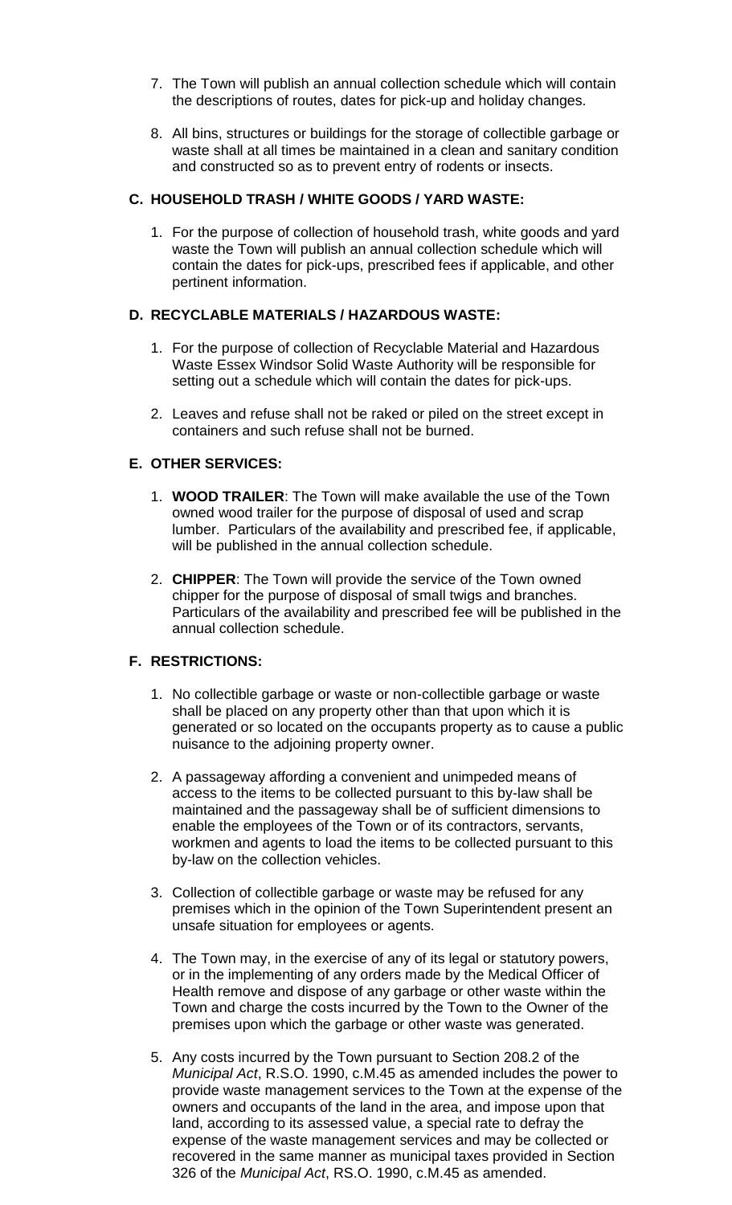7. The Town will publish an annual collection schedule which will contain the descriptions of routes, dates for pick-up and holiday changes.

8. All bins, structures or buildings for the storage of collectible garbage or waste shall at all times be maintained in a clean and sanitary condition and constructed so as to prevent entry of rodents or insects.

### C. HOUSEHOLD TRASH / WHITE GOODS / YARD WASTE:

1. For the purpose of collection of household trash, white goods and yard waste the Town will publish an annual collection schedule which will contain the dates for pick-ups, prescribed fees if applicable, and other pertinent information.

### D. RECYCLABLE MATERIALS / HAZARDOUS WASTE:

1. For the purpose of collection of Recyclable Material and Hazardous Waste Essex Windsor Solid Waste Authority will be responsible for setting out a schedule which will contain the dates for pick-ups.

2. Leaves and refuse shall not be raked or piled on the street except in containers and such refuse shall not be burned.

### E. OTHER SERVICES:

1. **WOOD TRAILER**: The Town will make available the use of the Town owned wood trailer for the purpose of disposal of used and scrap lumber. Particulars of the availability and prescribed fee, if applicable, will be published in the annual collection schedule.

2. **CHIPPER**: The Town will provide the service of the Town owned chipper for the purpose of disposal of small twigs and branches. Particulars of the availability and prescribed fee will be published in the annual collection schedule.

### F. RESTRICTIONS:

1. No collectible garbage or waste or non-collectible garbage or waste shall be placed on any property other than that upon which it is generated or so located on the occupants property as to cause a public nuisance to the adjoining property owner.

2. A passageway affording a convenient and unimpeded means of access to the items to be collected pursuant to this by-law shall be maintained and the passageway shall be of sufficient dimensions to enable the employees of the Town or of its contractors, servants, workmen and agents to load the items to be collected pursuant to this by-law on the collection vehicles.

3. Collection of collectible garbage or waste may be refused for any premises which in the opinion of the Town Superintendent present an unsafe situation for employees or agents.

4. The Town may, in the exercise of any of its legal or statutory powers, or in the implementing of any orders made by the Medical Officer of Health remove and dispose of any garbage or other waste within the Town and charge the costs incurred by the Town to the Owner of the premises upon which the garbage or other waste was generated.

5. Any costs incurred by the Town pursuant to Section 208.2 of the *Municipal Act*, R.S.O. 1990, c.M.45 as amended includes the power to provide waste management services to the Town at the expense of the owners and occupants of the land in the area, and impose upon that land, according to its assessed value, a special rate to defray the expense of the waste management services and may be collected or recovered in the same manner as municipal taxes provided in Section 326 of the *Municipal Act*, RS.O. 1990, c.M.45 as amended.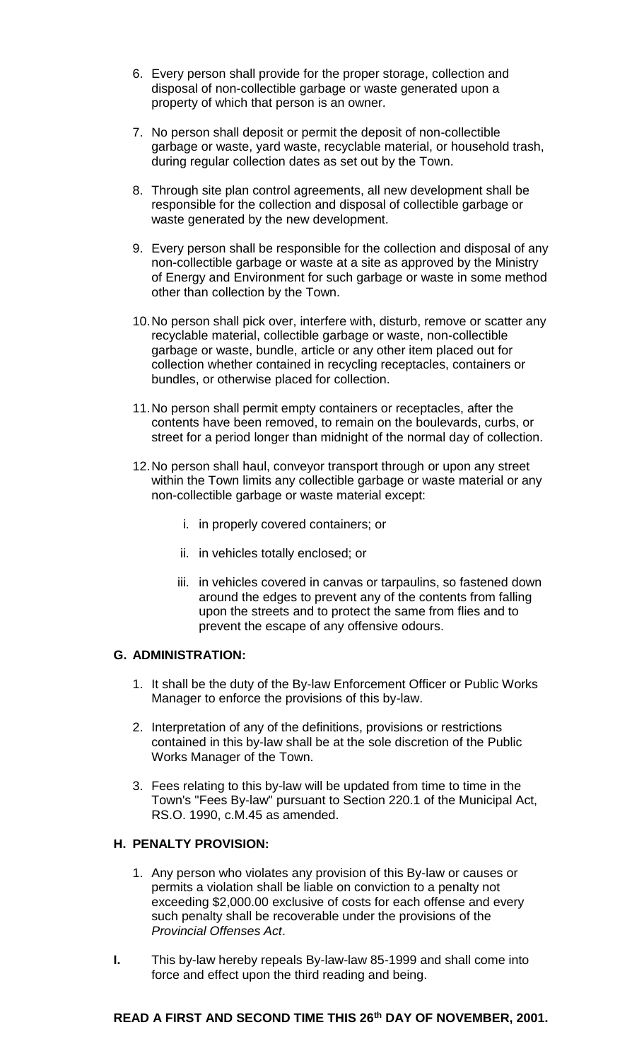6. Every person shall provide for the proper storage, collection and disposal of non-collectible garbage or waste generated upon a property of which that person is an owner.

7. No person shall deposit or permit the deposit of non-collectible garbage or waste, yard waste, recyclable material, or household trash, during regular collection dates as set out by the Town.

8. Through site plan control agreements, all new development shall be responsible for the collection and disposal of collectible garbage or waste generated by the new development.

9. Every person shall be responsible for the collection and disposal of any non-collectible garbage or waste at a site as approved by the Ministry of Energy and Environment for such garbage or waste in some method other than collection by the Town.

10. No person shall pick over, interfere with, disturb, remove or scatter any recyclable material, collectible garbage or waste, non-collectible garbage or waste, bundle, article or any other item placed out for collection whether contained in recycling receptacles, containers or bundles, or otherwise placed for collection.

11. No person shall permit empty containers or receptacles, after the contents have been removed, to remain on the boulevards, curbs, or street for a period longer than midnight of the normal day of collection.

12. No person shall haul, conveyor transport through or upon any street within the Town limits any collectible garbage or waste material or any non-collectible garbage or waste material except:

    i. in properly covered containers; or

    ii. in vehicles totally enclosed; or

    iii. in vehicles covered in canvas or tarpaulins, so fastened down around the edges to prevent any of the contents from falling upon the streets and to protect the same from flies and to prevent the escape of any offensive odours.

## G. ADMINISTRATION:

1. It shall be the duty of the By-law Enforcement Officer or Public Works Manager to enforce the provisions of this by-law.

2. Interpretation of any of the definitions, provisions or restrictions contained in this by-law shall be at the sole discretion of the Public Works Manager of the Town.

3. Fees relating to this by-law will be updated from time to time in the Town's "Fees By-law" pursuant to Section 220.1 of the Municipal Act, RS.O. 1990, c.M.45 as amended.

## H. PENALTY PROVISION:

1. Any person who violates any provision of this By-law or causes or permits a violation shall be liable on conviction to a penalty not exceeding $2,000.00 exclusive of costs for each offense and every such penalty shall be recoverable under the provisions of the *Provincial Offenses Act*.

**I.** This by-law hereby repeals By-law-law 85-1999 and shall come into force and effect upon the third reading and being.

**READ A FIRST AND SECOND TIME THIS 26th DAY OF NOVEMBER, 2001.**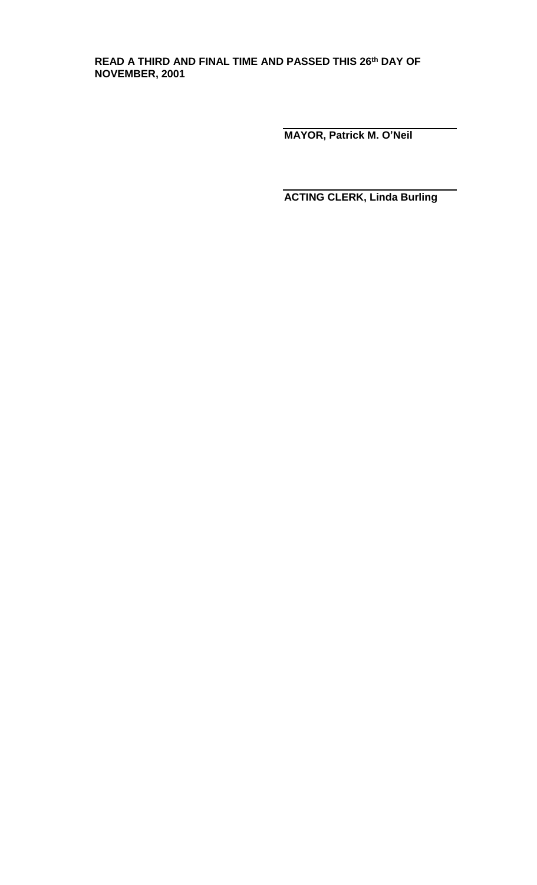**READ A THIRD AND FINAL TIME AND PASSED THIS 26th DAY OF NOVEMBER, 2001**

\_\_\_\_\_\_\_\_\_\_\_\_\_\_\_\_\_\_\_\_\_\_\_\_\_\_\_\_\_\_

**MAYOR, Patrick M. O'Neil**

\_\_\_\_\_\_\_\_\_\_\_\_\_\_\_\_\_\_\_\_\_\_\_\_\_\_\_\_\_\_

**ACTING CLERK, Linda Burling**